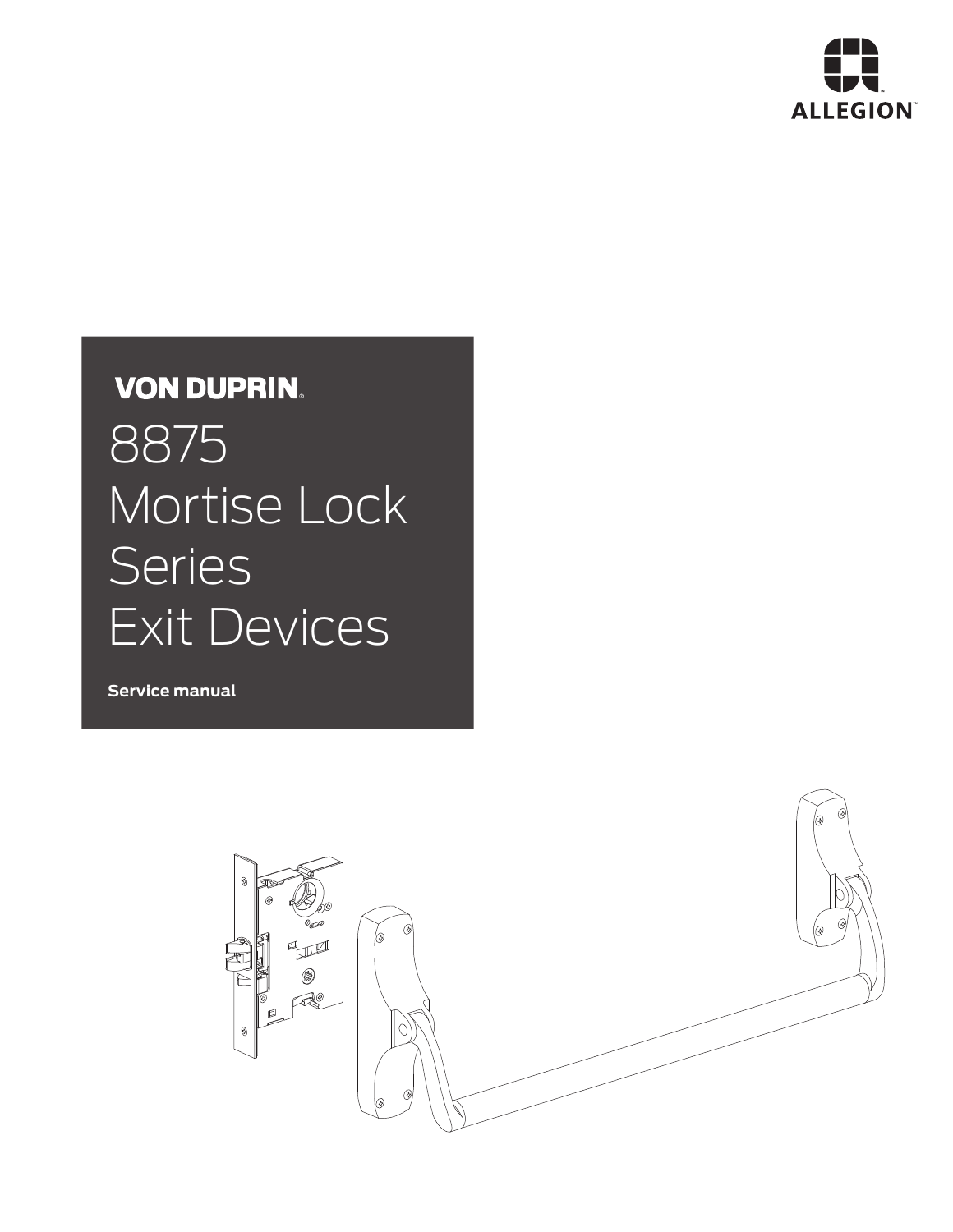ALLEGION™

VON DUPRIN®

# 8875 Mortise Lock Series Exit Devices

**Service manual**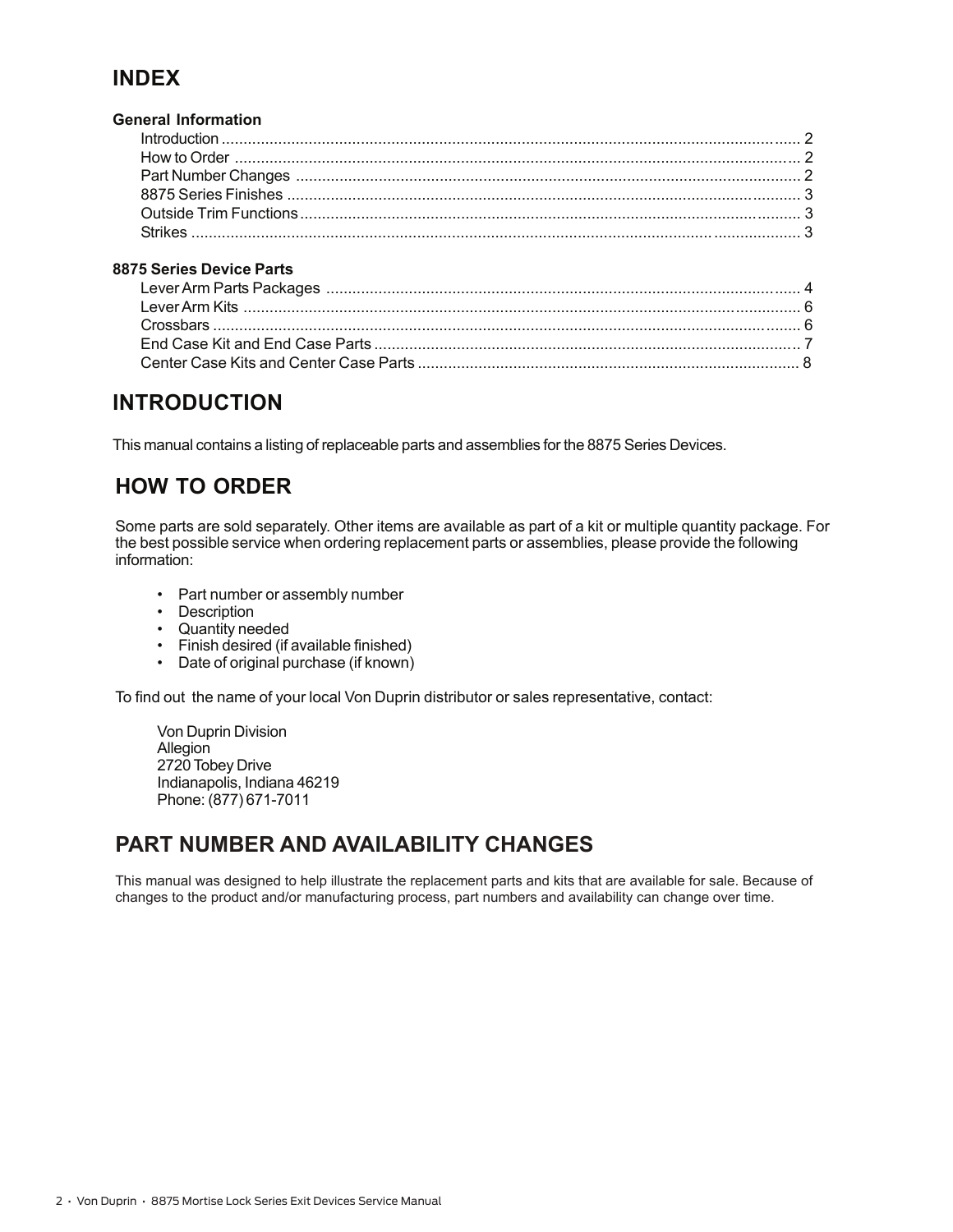# INDEX

**General Information**

| | |
|---|---|
| Introduction | 2 |
| How to Order | 2 |
| Part Number Changes | 2 |
| 8875 Series Finishes | 3 |
| Outside Trim Functions | 3 |
| Strikes | 3 |

**8875 Series Device Parts**

| | |
|---|---|
| Lever Arm Parts Packages | 4 |
| Lever Arm Kits | 6 |
| Crossbars | 6 |
| End Case Kit and End Case Parts | 7 |
| Center Case Kits and Center Case Parts | 8 |

# INTRODUCTION

This manual contains a listing of replaceable parts and assemblies for the 8875 Series Devices.

# HOW TO ORDER

Some parts are sold separately. Other items are available as part of a kit or multiple quantity package. For the best possible service when ordering replacement parts or assemblies, please provide the following information:

- Part number or assembly number
- Description
- Quantity needed
- Finish desired (if available finished)
- Date of original purchase (if known)

To find out the name of your local Von Duprin distributor or sales representative, contact:

Von Duprin Division
Allegion
2720 Tobey Drive
Indianapolis, Indiana 46219
Phone: (877) 671-7011

# PART NUMBER AND AVAILABILITY CHANGES

This manual was designed to help illustrate the replacement parts and kits that are available for sale. Because of changes to the product and/or manufacturing process, part numbers and availability can change over time.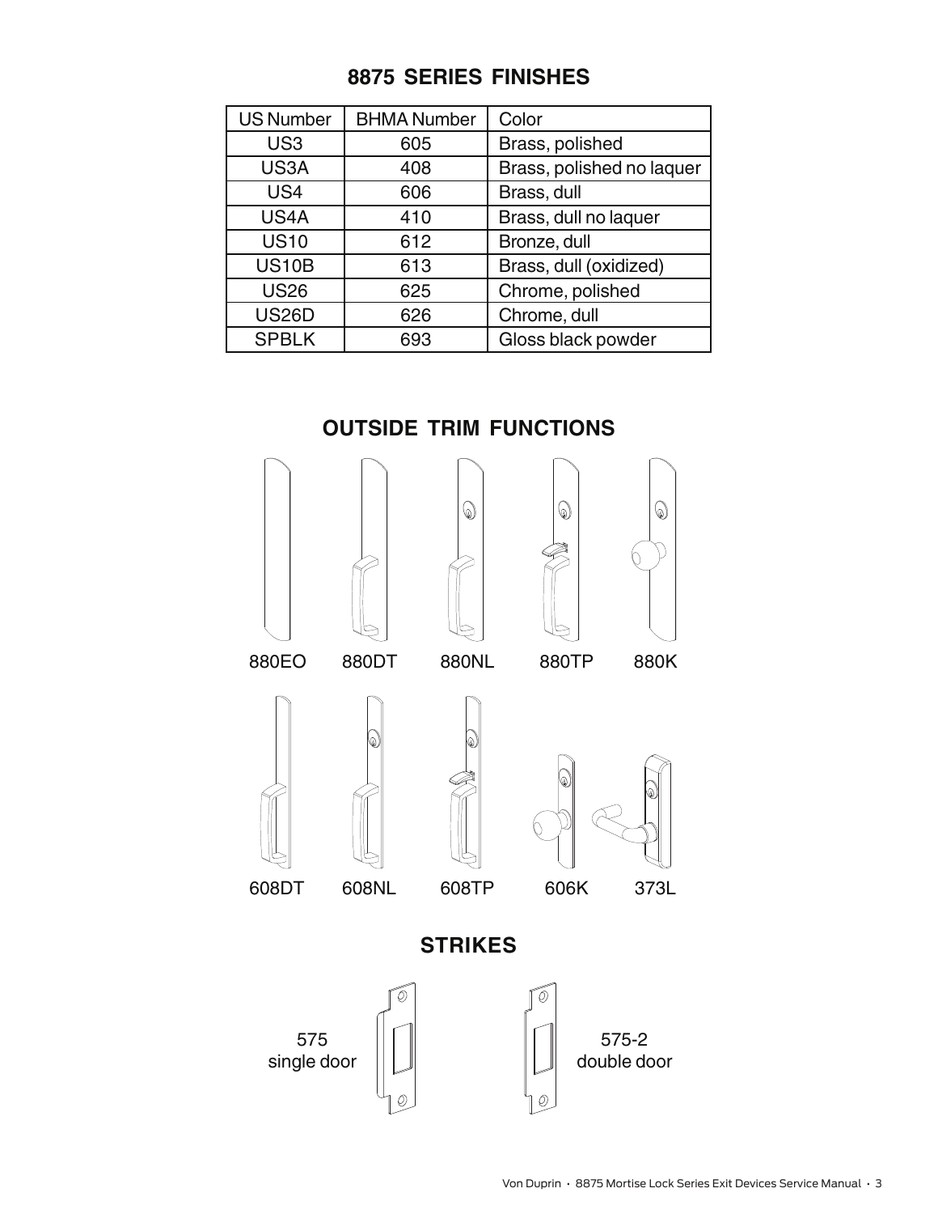## 8875 SERIES FINISHES

| US Number | BHMA Number | Color |
|---|---|---|
| US3 | 605 | Brass, polished |
| US3A | 408 | Brass, polished no laquer |
| US4 | 606 | Brass, dull |
| US4A | 410 | Brass, dull no laquer |
| US10 | 612 | Bronze, dull |
| US10B | 613 | Brass, dull (oxidized) |
| US26 | 625 | Chrome, polished |
| US26D | 626 | Chrome, dull |
| SPBLK | 693 | Gloss black powder |

## OUTSIDE TRIM FUNCTIONS

880EO 880DT 880NL 880TP 880K

608DT 608NL 608TP 606K 373L

## STRIKES

575
single door

575-2
double door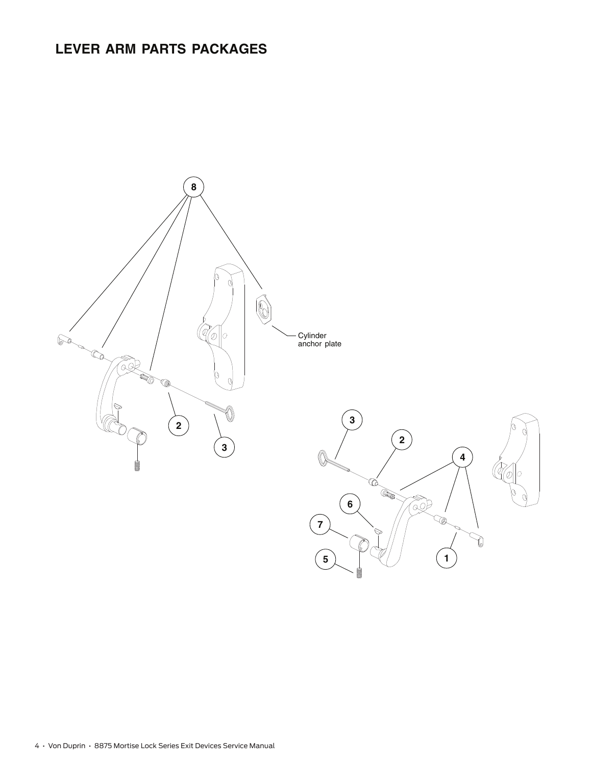## LEVER ARM PARTS PACKAGES

Cylinder anchor plate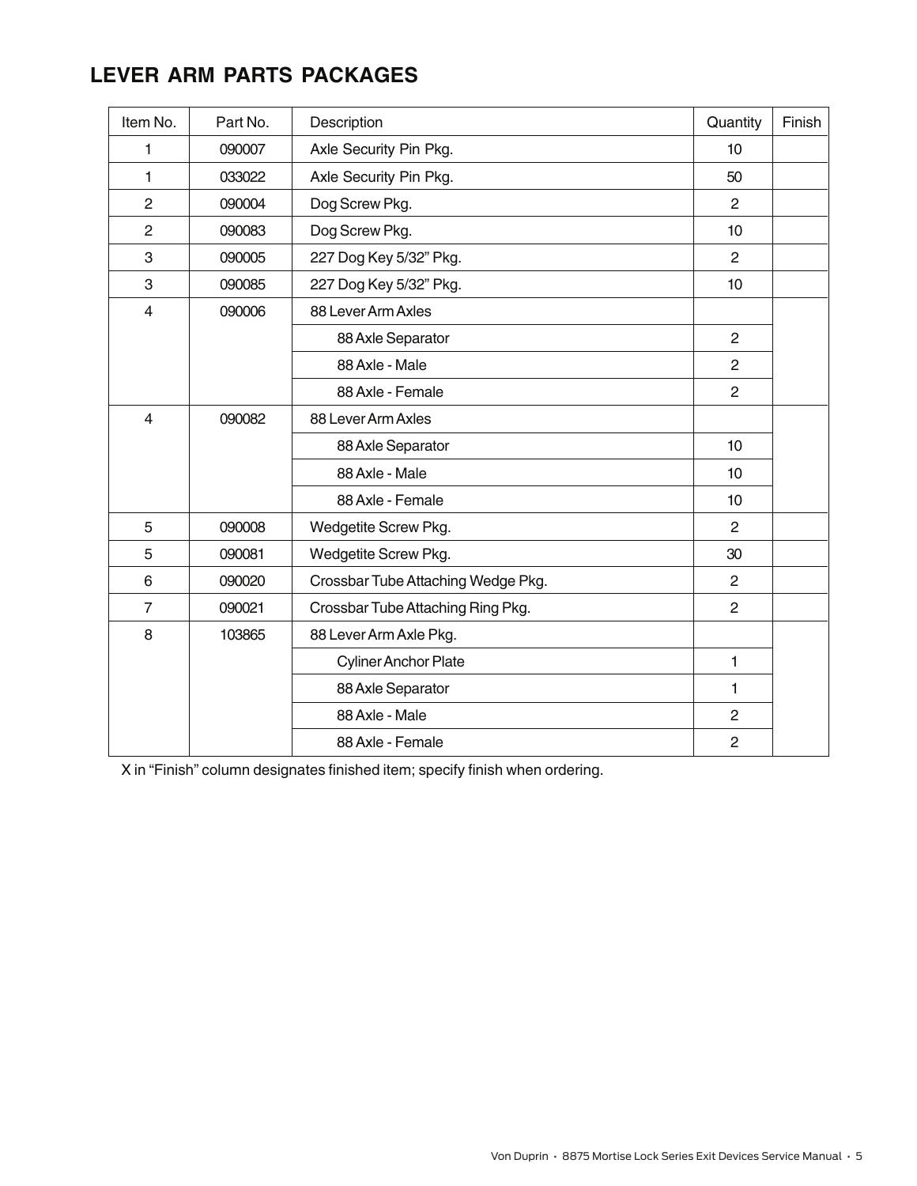## LEVER ARM PARTS PACKAGES

| Item No. | Part No. | Description | Quantity | Finish |
| --- | --- | --- | --- | --- |
| 1 | 090007 | Axle Security Pin Pkg. | 10 | |
| 1 | 033022 | Axle Security Pin Pkg. | 50 | |
| 2 | 090004 | Dog Screw Pkg. | 2 | |
| 2 | 090083 | Dog Screw Pkg. | 10 | |
| 3 | 090005 | 227 Dog Key 5/32” Pkg. | 2 | |
| 3 | 090085 | 227 Dog Key 5/32” Pkg. | 10 | |
| 4 | 090006 | 88 Lever Arm Axles | | |
| | | 88 Axle Separator | 2 | |
| | | 88 Axle - Male | 2 | |
| | | 88 Axle - Female | 2 | |
| 4 | 090082 | 88 Lever Arm Axles | | |
| | | 88 Axle Separator | 10 | |
| | | 88 Axle - Male | 10 | |
| | | 88 Axle - Female | 10 | |
| 5 | 090008 | Wedgetite Screw Pkg. | 2 | |
| 5 | 090081 | Wedgetite Screw Pkg. | 30 | |
| 6 | 090020 | Crossbar Tube Attaching Wedge Pkg. | 2 | |
| 7 | 090021 | Crossbar Tube Attaching Ring Pkg. | 2 | |
| 8 | 103865 | 88 Lever Arm Axle Pkg. | | |
| | | Cyliner Anchor Plate | 1 | |
| | | 88 Axle Separator | 1 | |
| | | 88 Axle - Male | 2 | |
| | | 88 Axle - Female | 2 | |

X in “Finish” column designates finished item; specify finish when ordering.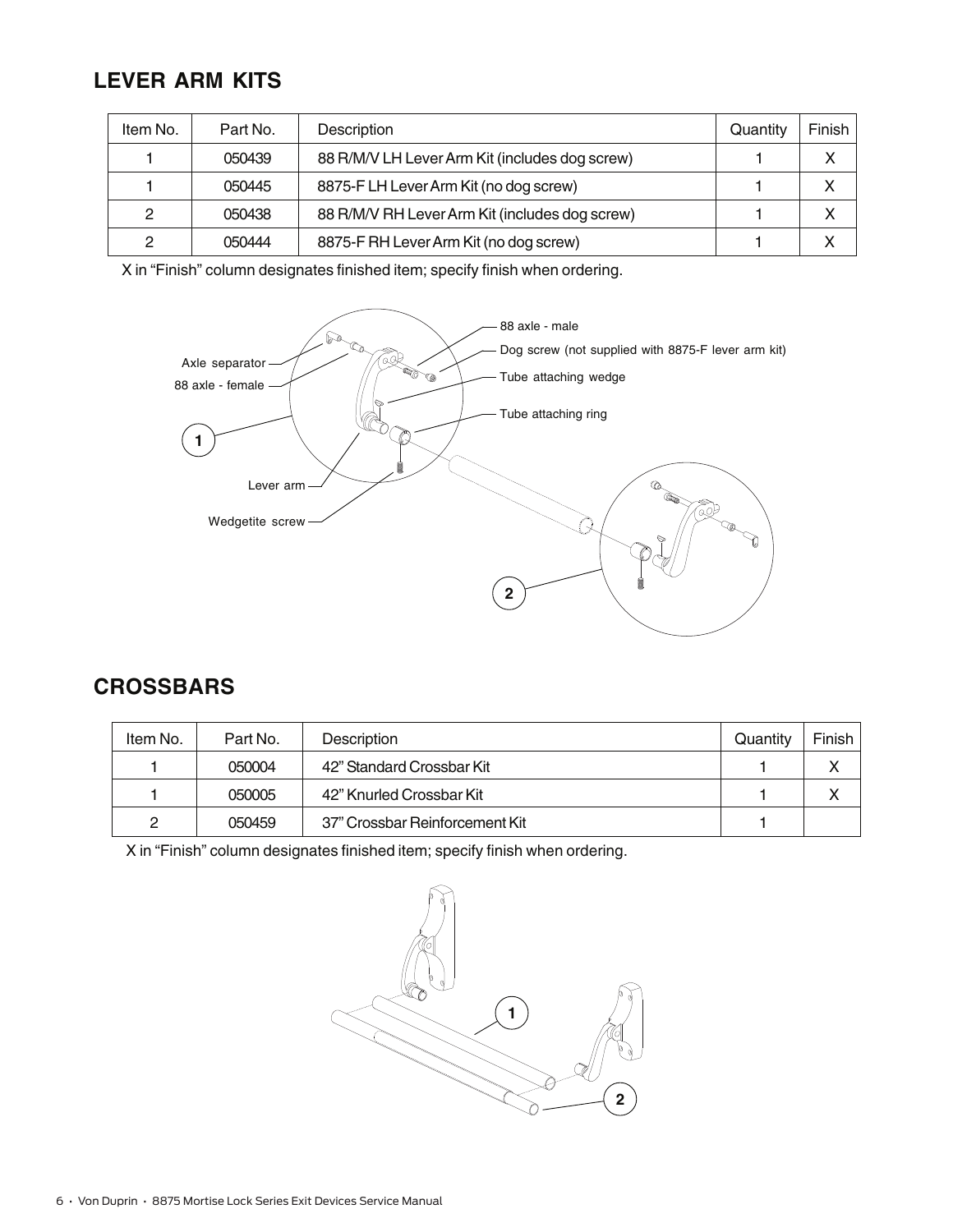## LEVER ARM KITS

| Item No. | Part No. | Description | Quantity | Finish |
|---|---|---|---|---|
| 1 | 050439 | 88 R/M/V LH Lever Arm Kit (includes dog screw) | 1 | X |
| 1 | 050445 | 8875-F LH Lever Arm Kit (no dog screw) | 1 | X |
| 2 | 050438 | 88 R/M/V RH Lever Arm Kit (includes dog screw) | 1 | X |
| 2 | 050444 | 8875-F RH Lever Arm Kit (no dog screw) | 1 | X |

X in "Finish" column designates finished item; specify finish when ordering.

## CROSSBARS

| Item No. | Part No. | Description | Quantity | Finish |
|---|---|---|---|---|
| 1 | 050004 | 42" Standard Crossbar Kit | 1 | X |
| 1 | 050005 | 42" Knurled Crossbar Kit | 1 | X |
| 2 | 050459 | 37" Crossbar Reinforcement Kit | 1 | |

X in "Finish" column designates finished item; specify finish when ordering.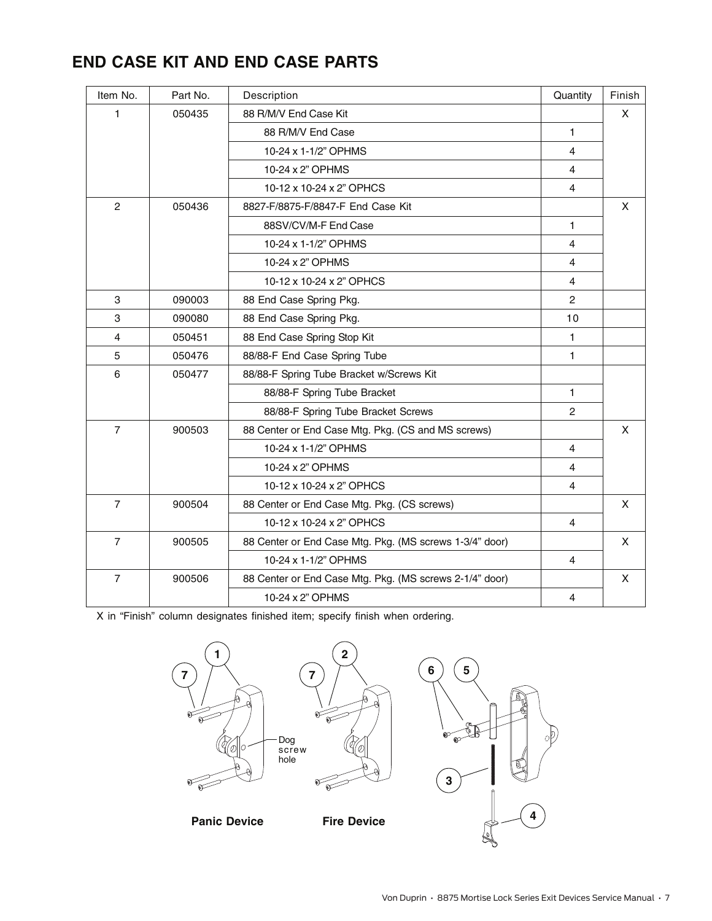## END CASE KIT AND END CASE PARTS

| Item No. | Part No. | Description | Quantity | Finish |
|---|---|---|---|---|
| 1 | 050435 | 88 R/M/V End Case Kit | | X |
| | | 88 R/M/V End Case | 1 | |
| | | 10-24 x 1-1/2" OPHMS | 4 | |
| | | 10-24 x 2" OPHMS | 4 | |
| | | 10-12 x 10-24 x 2" OPHCS | 4 | |
| 2 | 050436 | 8827-F/8875-F/8847-F End Case Kit | | X |
| | | 88SV/CV/M-F End Case | 1 | |
| | | 10-24 x 1-1/2" OPHMS | 4 | |
| | | 10-24 x 2" OPHMS | 4 | |
| | | 10-12 x 10-24 x 2" OPHCS | 4 | |
| 3 | 090003 | 88 End Case Spring Pkg. | 2 | |
| 3 | 090080 | 88 End Case Spring Pkg. | 10 | |
| 4 | 050451 | 88 End Case Spring Stop Kit | 1 | |
| 5 | 050476 | 88/88-F End Case Spring Tube | 1 | |
| 6 | 050477 | 88/88-F Spring Tube Bracket w/Screws Kit | | |
| | | 88/88-F Spring Tube Bracket | 1 | |
| | | 88/88-F Spring Tube Bracket Screws | 2 | |
| 7 | 900503 | 88 Center or End Case Mtg. Pkg. (CS and MS screws) | | X |
| | | 10-24 x 1-1/2" OPHMS | 4 | |
| | | 10-24 x 2" OPHMS | 4 | |
| | | 10-12 x 10-24 x 2" OPHCS | 4 | |
| 7 | 900504 | 88 Center or End Case Mtg. Pkg. (CS screws) | | X |
| | | 10-12 x 10-24 x 2" OPHCS | 4 | |
| 7 | 900505 | 88 Center or End Case Mtg. Pkg. (MS screws 1-3/4" door) | | X |
| | | 10-24 x 1-1/2" OPHMS | 4 | |
| 7 | 900506 | 88 Center or End Case Mtg. Pkg. (MS screws 2-1/4" door) | | X |
| | | 10-24 x 2" OPHMS | 4 | |

X in "Finish" column designates finished item; specify finish when ordering.

Panic Device

Fire Device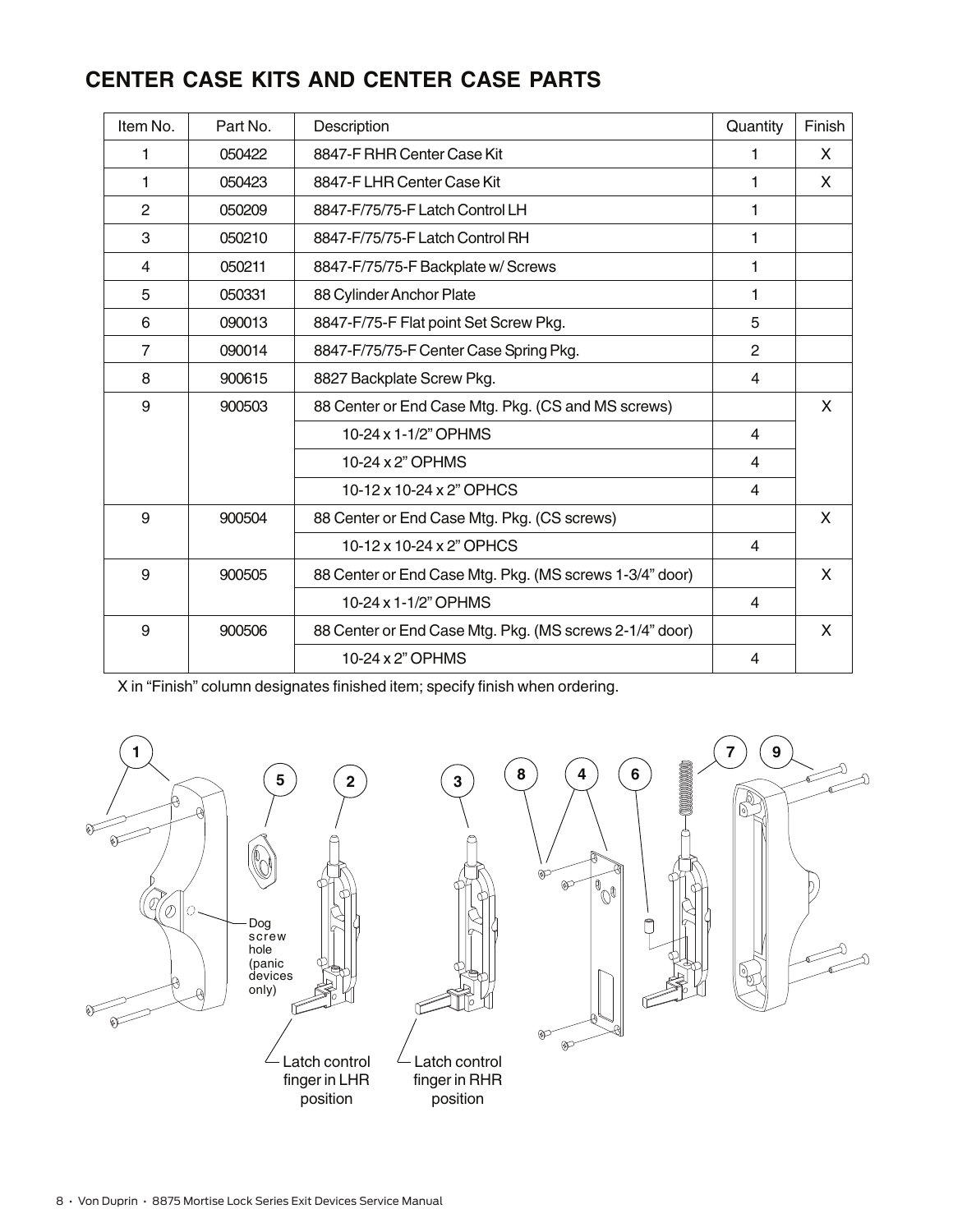## CENTER CASE KITS AND CENTER CASE PARTS

| Item No. | Part No. | Description | Quantity | Finish |
|---|---|---|---|---|
| 1 | 050422 | 8847-F RHR Center Case Kit | 1 | X |
| 1 | 050423 | 8847-F LHR Center Case Kit | 1 | X |
| 2 | 050209 | 8847-F/75/75-F Latch Control LH | 1 | |
| 3 | 050210 | 8847-F/75/75-F Latch Control RH | 1 | |
| 4 | 050211 | 8847-F/75/75-F Backplate w/ Screws | 1 | |
| 5 | 050331 | 88 Cylinder Anchor Plate | 1 | |
| 6 | 090013 | 8847-F/75-F Flat point Set Screw Pkg. | 5 | |
| 7 | 090014 | 8847-F/75/75-F Center Case Spring Pkg. | 2 | |
| 8 | 900615 | 8827 Backplate Screw Pkg. | 4 | |
| 9 | 900503 | 88 Center or End Case Mtg. Pkg. (CS and MS screws) | | X |
| | | 10-24 x 1-1/2" OPHMS | 4 | |
| | | 10-24 x 2" OPHMS | 4 | |
| | | 10-12 x 10-24 x 2" OPHCS | 4 | |
| 9 | 900504 | 88 Center or End Case Mtg. Pkg. (CS screws) | | X |
| | | 10-12 x 10-24 x 2" OPHCS | 4 | |
| 9 | 900505 | 88 Center or End Case Mtg. Pkg. (MS screws 1-3/4" door) | | X |
| | | 10-24 x 1-1/2" OPHMS | 4 | |
| 9 | 900506 | 88 Center or End Case Mtg. Pkg. (MS screws 2-1/4" door) | | X |
| | | 10-24 x 2" OPHMS | 4 | |

X in "Finish" column designates finished item; specify finish when ordering.

Dog screw hole (panic devices only)

Latch control finger in LHR position

Latch control finger in RHR position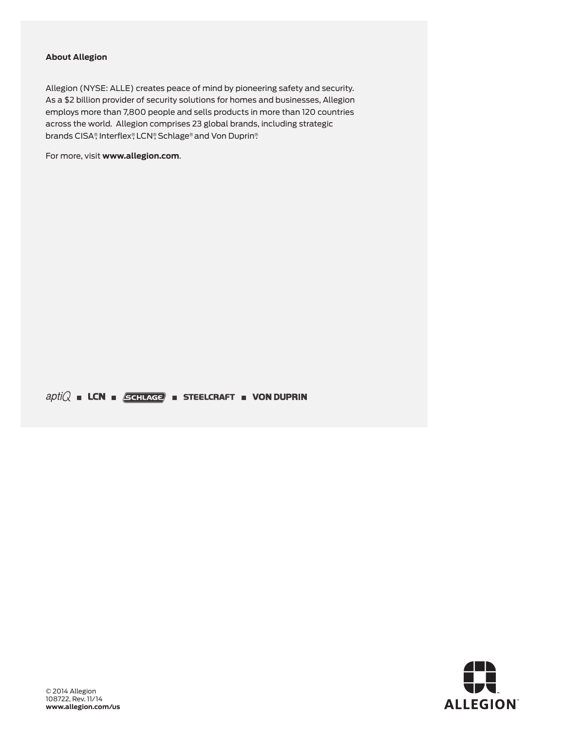**About Allegion**

Allegion (NYSE: ALLE) creates peace of mind by pioneering safety and security. As a $2 billion provider of security solutions for homes and businesses, Allegion employs more than 7,800 people and sells products in more than 120 countries across the world. Allegion comprises 23 global brands, including strategic brands CISA®, Interflex®, LCN®, Schlage® and Von Duprin®.

For more, visit **www.allegion.com**.

aptiQ ■ LCN ■ SCHLAGE ■ STEELCRAFT ■ VON DUPRIN

© 2014 Allegion
108722, Rev. 11/14
**www.allegion.com/us**

ALLEGION™